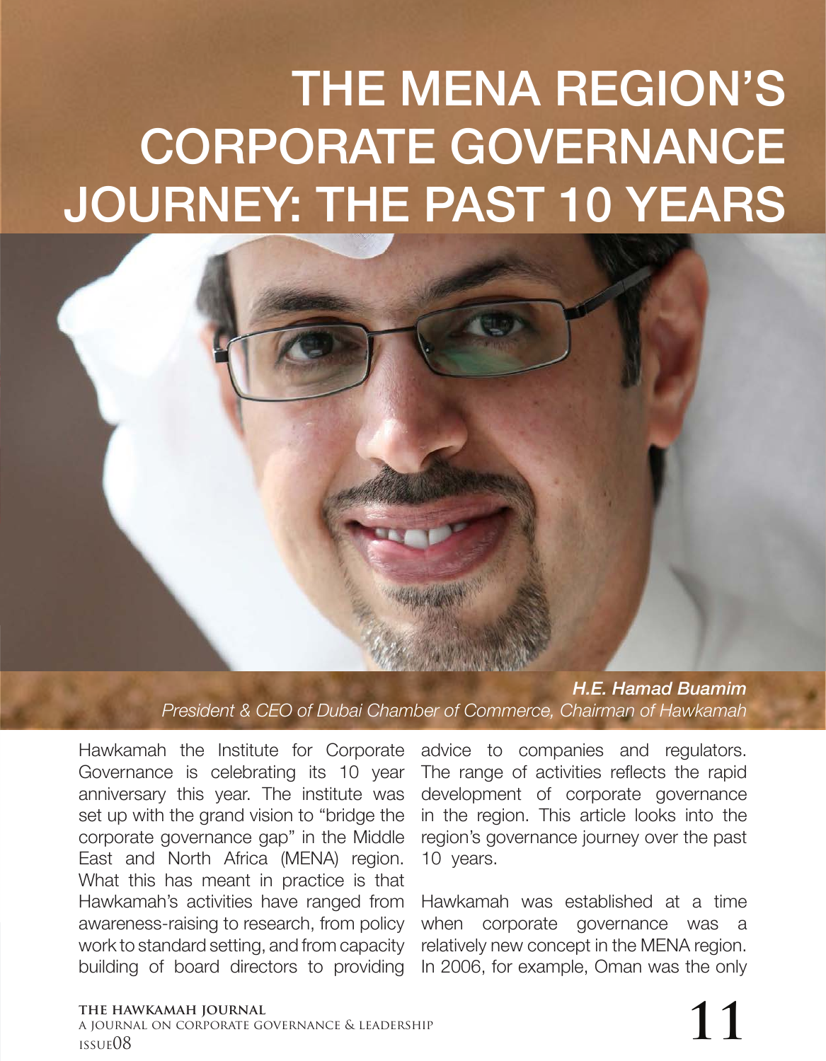# THE MENA REGION'S CORPORATE GOVERNANCE JOURNEY: THE PAST 10 YEARS

***H.E. Hamad Buamim***
*President & CEO of Dubai Chamber of Commerce, Chairman of Hawkamah*

Hawkamah the Institute for Corporate Governance is celebrating its 10 year anniversary this year. The institute was set up with the grand vision to "bridge the corporate governance gap" in the Middle East and North Africa (MENA) region. What this has meant in practice is that Hawkamah's activities have ranged from awareness-raising to research, from policy work to standard setting, and from capacity building of board directors to providing advice to companies and regulators. The range of activities reflects the rapid development of corporate governance in the region. This article looks into the region's governance journey over the past 10 years.

Hawkamah was established at a time when corporate governance was a relatively new concept in the MENA region. In 2006, for example, Oman was the only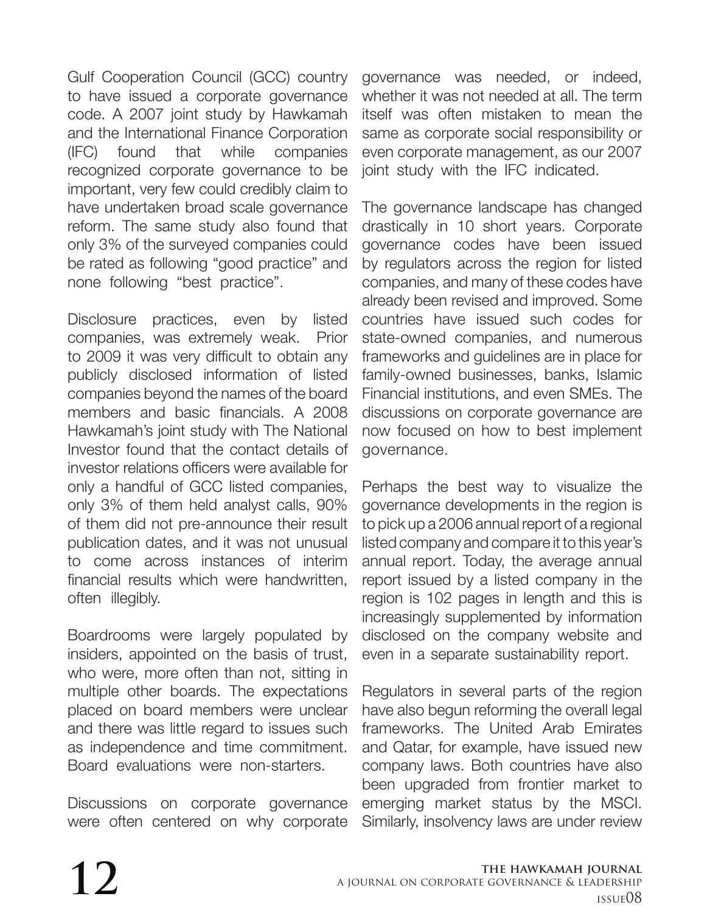Gulf Cooperation Council (GCC) country to have issued a corporate governance code. A 2007 joint study by Hawkamah and the International Finance Corporation (IFC) found that while companies recognized corporate governance to be important, very few could credibly claim to have undertaken broad scale governance reform. The same study also found that only 3% of the surveyed companies could be rated as following "good practice" and none following "best practice".

Disclosure practices, even by listed companies, was extremely weak. Prior to 2009 it was very difficult to obtain any publicly disclosed information of listed companies beyond the names of the board members and basic financials. A 2008 Hawkamah's joint study with The National Investor found that the contact details of investor relations officers were available for only a handful of GCC listed companies, only 3% of them held analyst calls, 90% of them did not pre-announce their result publication dates, and it was not unusual to come across instances of interim financial results which were handwritten, often illegibly.

Boardrooms were largely populated by insiders, appointed on the basis of trust, who were, more often than not, sitting in multiple other boards. The expectations placed on board members were unclear and there was little regard to issues such as independence and time commitment. Board evaluations were non-starters.

Discussions on corporate governance were often centered on why corporate governance was needed, or indeed, whether it was not needed at all. The term itself was often mistaken to mean the same as corporate social responsibility or even corporate management, as our 2007 joint study with the IFC indicated.

The governance landscape has changed drastically in 10 short years. Corporate governance codes have been issued by regulators across the region for listed companies, and many of these codes have already been revised and improved. Some countries have issued such codes for state-owned companies, and numerous frameworks and guidelines are in place for family-owned businesses, banks, Islamic Financial institutions, and even SMEs. The discussions on corporate governance are now focused on how to best implement governance.

Perhaps the best way to visualize the governance developments in the region is to pick up a 2006 annual report of a regional listed company and compare it to this year's annual report. Today, the average annual report issued by a listed company in the region is 102 pages in length and this is increasingly supplemented by information disclosed on the company website and even in a separate sustainability report.

Regulators in several parts of the region have also begun reforming the overall legal frameworks. The United Arab Emirates and Qatar, for example, have issued new company laws. Both countries have also been upgraded from frontier market to emerging market status by the MSCI. Similarly, insolvency laws are under review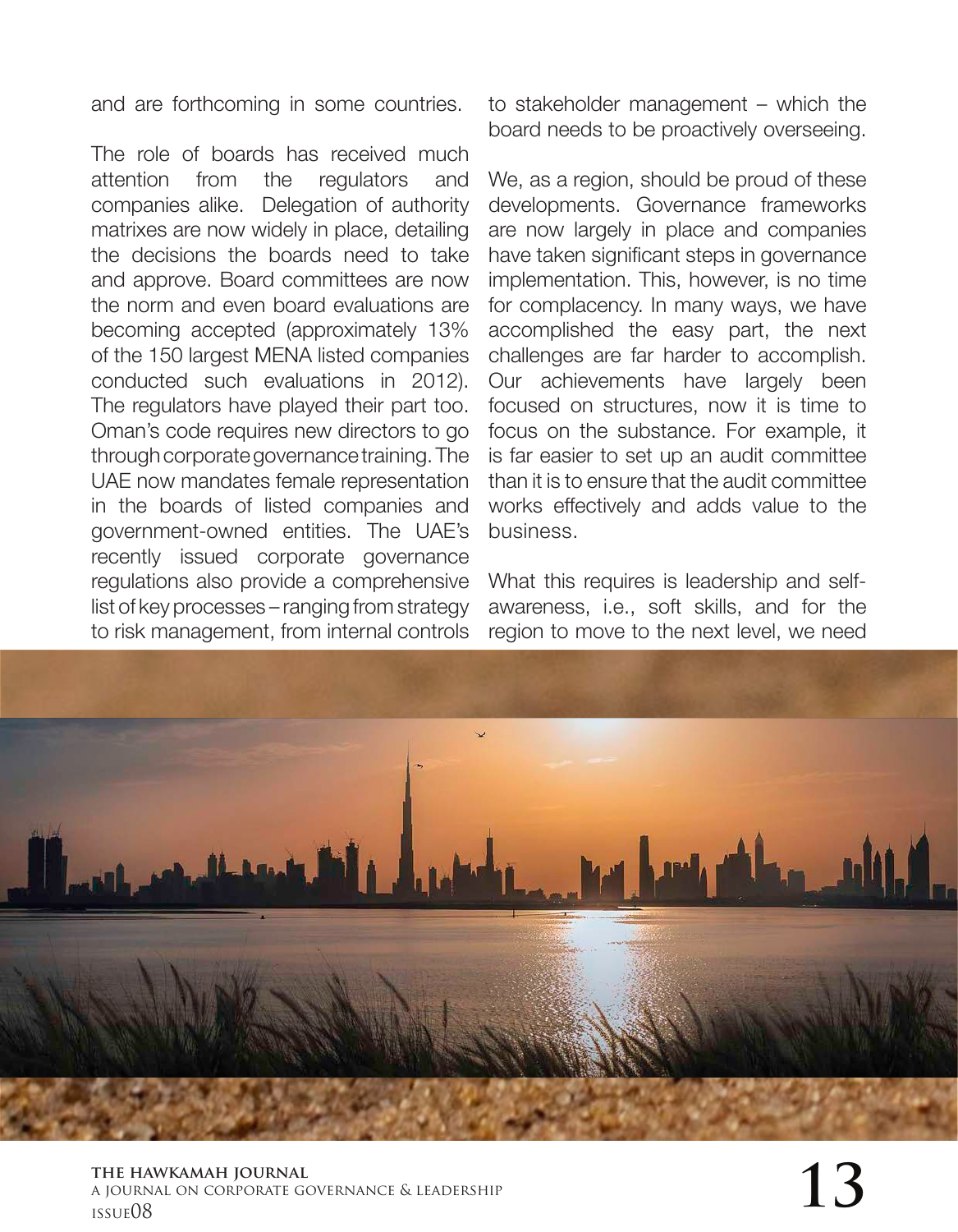and are forthcoming in some countries.

The role of boards has received much attention from the regulators and companies alike. Delegation of authority matrixes are now widely in place, detailing the decisions the boards need to take and approve. Board committees are now the norm and even board evaluations are becoming accepted (approximately 13% of the 150 largest MENA listed companies conducted such evaluations in 2012). The regulators have played their part too. Oman's code requires new directors to go through corporate governance training. The UAE now mandates female representation in the boards of listed companies and government-owned entities. The UAE's recently issued corporate governance regulations also provide a comprehensive list of key processes – ranging from strategy to risk management, from internal controls to stakeholder management – which the board needs to be proactively overseeing.

We, as a region, should be proud of these developments. Governance frameworks are now largely in place and companies have taken significant steps in governance implementation. This, however, is no time for complacency. In many ways, we have accomplished the easy part, the next challenges are far harder to accomplish. Our achievements have largely been focused on structures, now it is time to focus on the substance. For example, it is far easier to set up an audit committee than it is to ensure that the audit committee works effectively and adds value to the business.

What this requires is leadership and self-awareness, i.e., soft skills, and for the region to move to the next level, we need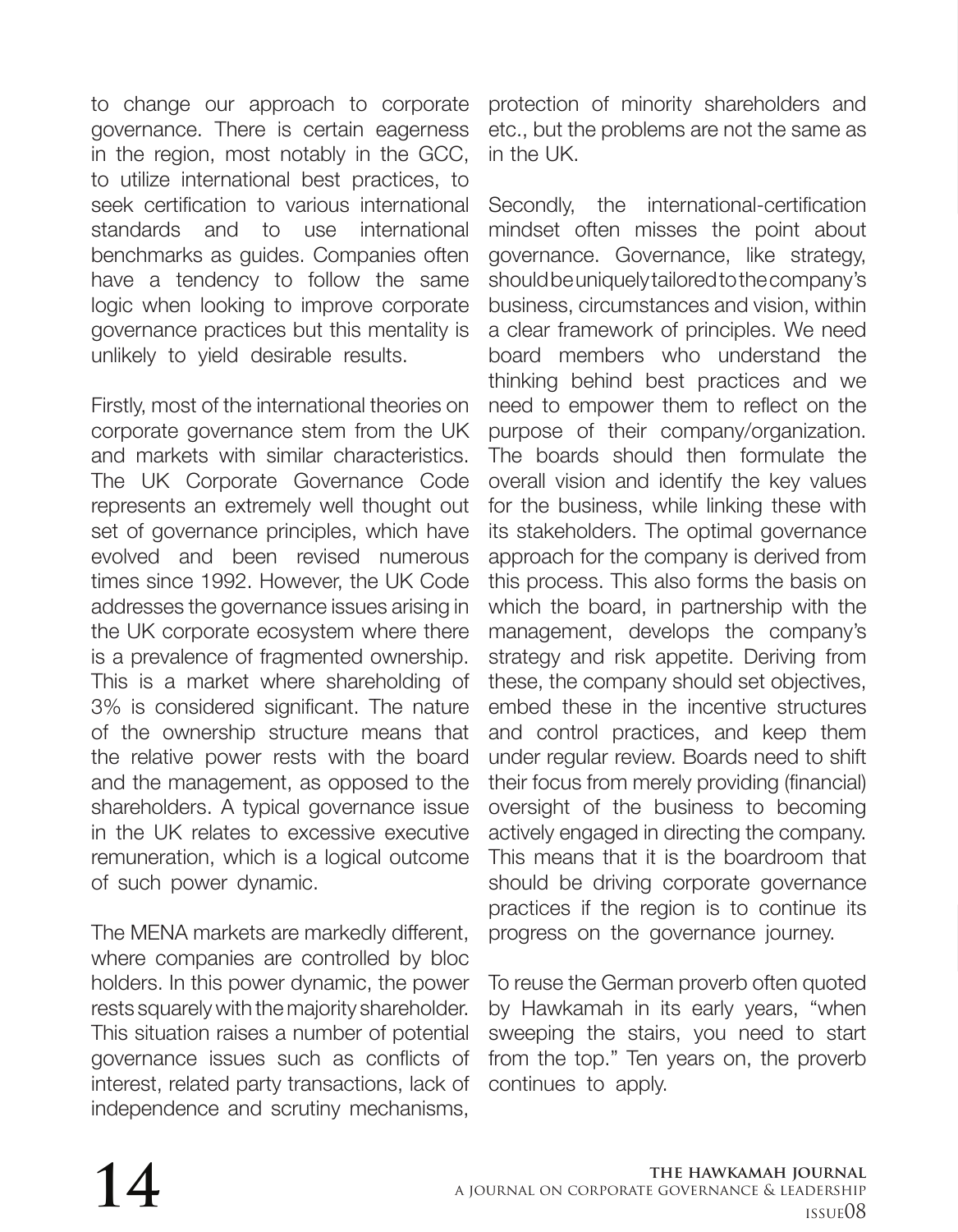to change our approach to corporate governance. There is certain eagerness in the region, most notably in the GCC, to utilize international best practices, to seek certification to various international standards and to use international benchmarks as guides. Companies often have a tendency to follow the same logic when looking to improve corporate governance practices but this mentality is unlikely to yield desirable results.

Firstly, most of the international theories on corporate governance stem from the UK and markets with similar characteristics. The UK Corporate Governance Code represents an extremely well thought out set of governance principles, which have evolved and been revised numerous times since 1992. However, the UK Code addresses the governance issues arising in the UK corporate ecosystem where there is a prevalence of fragmented ownership. This is a market where shareholding of 3% is considered significant. The nature of the ownership structure means that the relative power rests with the board and the management, as opposed to the shareholders. A typical governance issue in the UK relates to excessive executive remuneration, which is a logical outcome of such power dynamic.

The MENA markets are markedly different, where companies are controlled by bloc holders. In this power dynamic, the power rests squarely with the majority shareholder. This situation raises a number of potential governance issues such as conflicts of interest, related party transactions, lack of independence and scrutiny mechanisms, protection of minority shareholders and etc., but the problems are not the same as in the UK.

Secondly, the international-certification mindset often misses the point about governance. Governance, like strategy, should be uniquely tailored to the company's business, circumstances and vision, within a clear framework of principles. We need board members who understand the thinking behind best practices and we need to empower them to reflect on the purpose of their company/organization. The boards should then formulate the overall vision and identify the key values for the business, while linking these with its stakeholders. The optimal governance approach for the company is derived from this process. This also forms the basis on which the board, in partnership with the management, develops the company's strategy and risk appetite. Deriving from these, the company should set objectives, embed these in the incentive structures and control practices, and keep them under regular review. Boards need to shift their focus from merely providing (financial) oversight of the business to becoming actively engaged in directing the company. This means that it is the boardroom that should be driving corporate governance practices if the region is to continue its progress on the governance journey.

To reuse the German proverb often quoted by Hawkamah in its early years, "when sweeping the stairs, you need to start from the top." Ten years on, the proverb continues to apply.